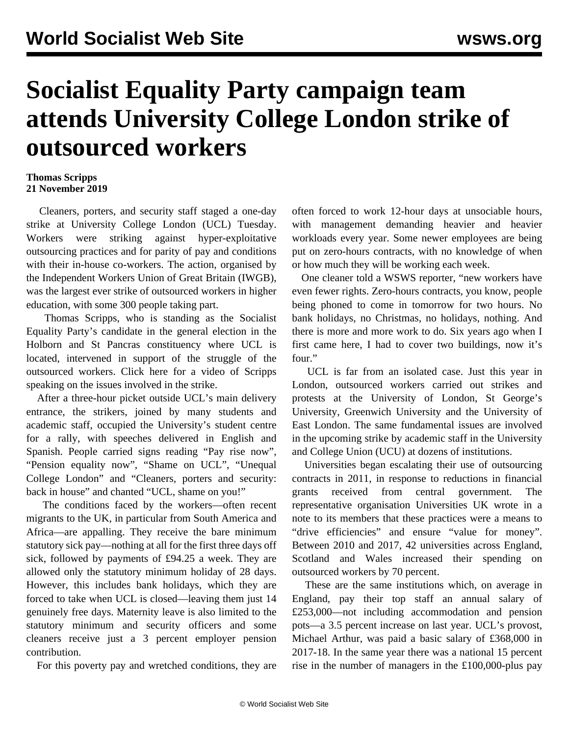# Socialist Equality Party campaign team attends University College London strike of outsourced workers

**Thomas Scripps**
**21 November 2019**

Cleaners, porters, and security staff staged a one-day strike at University College London (UCL) Tuesday. Workers were striking against hyper-exploitative outsourcing practices and for parity of pay and conditions with their in-house co-workers. The action, organised by the Independent Workers Union of Great Britain (IWGB), was the largest ever strike of outsourced workers in higher education, with some 300 people taking part.

Thomas Scripps, who is standing as the Socialist Equality Party's candidate in the general election in the Holborn and St Pancras constituency where UCL is located, intervened in support of the struggle of the outsourced workers. Click here for a video of Scripps speaking on the issues involved in the strike.

After a three-hour picket outside UCL's main delivery entrance, the strikers, joined by many students and academic staff, occupied the University's student centre for a rally, with speeches delivered in English and Spanish. People carried signs reading "Pay rise now", "Pension equality now", "Shame on UCL", "Unequal College London" and "Cleaners, porters and security: back in house" and chanted "UCL, shame on you!"

The conditions faced by the workers—often recent migrants to the UK, in particular from South America and Africa—are appalling. They receive the bare minimum statutory sick pay—nothing at all for the first three days off sick, followed by payments of £94.25 a week. They are allowed only the statutory minimum holiday of 28 days. However, this includes bank holidays, which they are forced to take when UCL is closed—leaving them just 14 genuinely free days. Maternity leave is also limited to the statutory minimum and security officers and some cleaners receive just a 3 percent employer pension contribution.

For this poverty pay and wretched conditions, they are often forced to work 12-hour days at unsociable hours, with management demanding heavier and heavier workloads every year. Some newer employees are being put on zero-hours contracts, with no knowledge of when or how much they will be working each week.

One cleaner told a WSWS reporter, "new workers have even fewer rights. Zero-hours contracts, you know, people being phoned to come in tomorrow for two hours. No bank holidays, no Christmas, no holidays, nothing. And there is more and more work to do. Six years ago when I first came here, I had to cover two buildings, now it's four."

UCL is far from an isolated case. Just this year in London, outsourced workers carried out strikes and protests at the University of London, St George's University, Greenwich University and the University of East London. The same fundamental issues are involved in the upcoming strike by academic staff in the University and College Union (UCU) at dozens of institutions.

Universities began escalating their use of outsourcing contracts in 2011, in response to reductions in financial grants received from central government. The representative organisation Universities UK wrote in a note to its members that these practices were a means to "drive efficiencies" and ensure "value for money". Between 2010 and 2017, 42 universities across England, Scotland and Wales increased their spending on outsourced workers by 70 percent.

These are the same institutions which, on average in England, pay their top staff an annual salary of £253,000—not including accommodation and pension pots—a 3.5 percent increase on last year. UCL's provost, Michael Arthur, was paid a basic salary of £368,000 in 2017-18. In the same year there was a national 15 percent rise in the number of managers in the £100,000-plus pay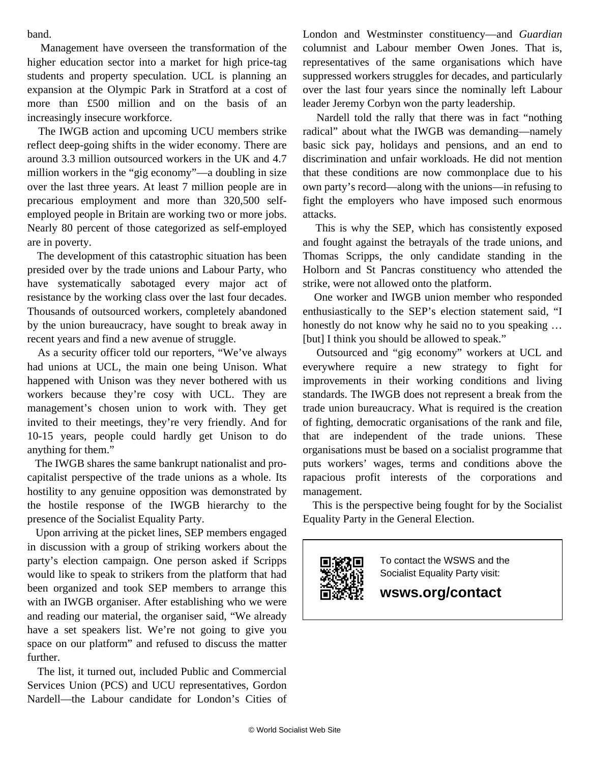band.

Management have overseen the transformation of the higher education sector into a market for high price-tag students and property speculation. UCL is planning an expansion at the Olympic Park in Stratford at a cost of more than £500 million and on the basis of an increasingly insecure workforce.

The IWGB action and upcoming UCU members strike reflect deep-going shifts in the wider economy. There are around 3.3 million outsourced workers in the UK and 4.7 million workers in the "gig economy"—a doubling in size over the last three years. At least 7 million people are in precarious employment and more than 320,500 self-employed people in Britain are working two or more jobs. Nearly 80 percent of those categorized as self-employed are in poverty.

The development of this catastrophic situation has been presided over by the trade unions and Labour Party, who have systematically sabotaged every major act of resistance by the working class over the last four decades. Thousands of outsourced workers, completely abandoned by the union bureaucracy, have sought to break away in recent years and find a new avenue of struggle.

As a security officer told our reporters, "We've always had unions at UCL, the main one being Unison. What happened with Unison was they never bothered with us workers because they're cosy with UCL. They are management's chosen union to work with. They get invited to their meetings, they're very friendly. And for 10-15 years, people could hardly get Unison to do anything for them."

The IWGB shares the same bankrupt nationalist and pro-capitalist perspective of the trade unions as a whole. Its hostility to any genuine opposition was demonstrated by the hostile response of the IWGB hierarchy to the presence of the Socialist Equality Party.

Upon arriving at the picket lines, SEP members engaged in discussion with a group of striking workers about the party's election campaign. One person asked if Scripps would like to speak to strikers from the platform that had been organized and took SEP members to arrange this with an IWGB organiser. After establishing who we were and reading our material, the organiser said, "We already have a set speakers list. We're not going to give you space on our platform" and refused to discuss the matter further.

The list, it turned out, included Public and Commercial Services Union (PCS) and UCU representatives, Gordon Nardell—the Labour candidate for London's Cities of London and Westminster constituency—and *Guardian* columnist and Labour member Owen Jones. That is, representatives of the same organisations which have suppressed workers struggles for decades, and particularly over the last four years since the nominally left Labour leader Jeremy Corbyn won the party leadership.

Nardell told the rally that there was in fact "nothing radical" about what the IWGB was demanding—namely basic sick pay, holidays and pensions, and an end to discrimination and unfair workloads. He did not mention that these conditions are now commonplace due to his own party's record—along with the unions—in refusing to fight the employers who have imposed such enormous attacks.

This is why the SEP, which has consistently exposed and fought against the betrayals of the trade unions, and Thomas Scripps, the only candidate standing in the Holborn and St Pancras constituency who attended the strike, were not allowed onto the platform.

One worker and IWGB union member who responded enthusiastically to the SEP's election statement said, "I honestly do not know why he said no to you speaking … [but] I think you should be allowed to speak."

Outsourced and "gig economy" workers at UCL and everywhere require a new strategy to fight for improvements in their working conditions and living standards. The IWGB does not represent a break from the trade union bureaucracy. What is required is the creation of fighting, democratic organisations of the rank and file, that are independent of the trade unions. These organisations must be based on a socialist programme that puts workers' wages, terms and conditions above the rapacious profit interests of the corporations and management.

This is the perspective being fought for by the Socialist Equality Party in the General Election.

To contact the WSWS and the Socialist Equality Party visit:

**wsws.org/contact**